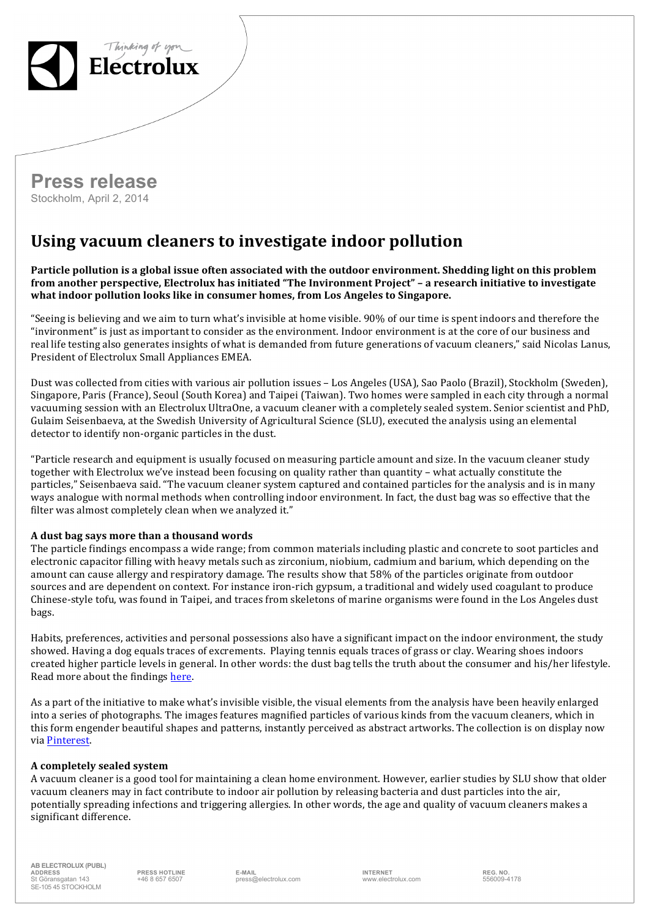Thinking of you
Electrolux

# Press release

Stockholm, April 2, 2014

## Using vacuum cleaners to investigate indoor pollution

**Particle pollution is a global issue often associated with the outdoor environment. Shedding light on this problem from another perspective, Electrolux has initiated "The Invironment Project" – a research initiative to investigate what indoor pollution looks like in consumer homes, from Los Angeles to Singapore.**

"Seeing is believing and we aim to turn what's invisible at home visible. 90% of our time is spent indoors and therefore the "invironment" is just as important to consider as the environment. Indoor environment is at the core of our business and real life testing also generates insights of what is demanded from future generations of vacuum cleaners," said Nicolas Lanus, President of Electrolux Small Appliances EMEA.

Dust was collected from cities with various air pollution issues – Los Angeles (USA), Sao Paolo (Brazil), Stockholm (Sweden), Singapore, Paris (France), Seoul (South Korea) and Taipei (Taiwan). Two homes were sampled in each city through a normal vacuuming session with an Electrolux UltraOne, a vacuum cleaner with a completely sealed system. Senior scientist and PhD, Gulaim Seisenbaeva, at the Swedish University of Agricultural Science (SLU), executed the analysis using an elemental detector to identify non-organic particles in the dust.

"Particle research and equipment is usually focused on measuring particle amount and size. In the vacuum cleaner study together with Electrolux we've instead been focusing on quality rather than quantity – what actually constitute the particles," Seisenbaeva said. "The vacuum cleaner system captured and contained particles for the analysis and is in many ways analogue with normal methods when controlling indoor environment. In fact, the dust bag was so effective that the filter was almost completely clean when we analyzed it."

### A dust bag says more than a thousand words

The particle findings encompass a wide range; from common materials including plastic and concrete to soot particles and electronic capacitor filling with heavy metals such as zirconium, niobium, cadmium and barium, which depending on the amount can cause allergy and respiratory damage. The results show that 58% of the particles originate from outdoor sources and are dependent on context. For instance iron-rich gypsum, a traditional and widely used coagulant to produce Chinese-style tofu, was found in Taipei, and traces from skeletons of marine organisms were found in the Los Angeles dust bags.

Habits, preferences, activities and personal possessions also have a significant impact on the indoor environment, the study showed. Having a dog equals traces of excrements. Playing tennis equals traces of grass or clay. Wearing shoes indoors created higher particle levels in general. In other words: the dust bag tells the truth about the consumer and his/her lifestyle. Read more about the findings here.

As a part of the initiative to make what's invisible visible, the visual elements from the analysis have been heavily enlarged into a series of photographs. The images features magnified particles of various kinds from the vacuum cleaners, which in this form engender beautiful shapes and patterns, instantly perceived as abstract artworks. The collection is on display now via Pinterest.

### A completely sealed system

A vacuum cleaner is a good tool for maintaining a clean home environment. However, earlier studies by SLU show that older vacuum cleaners may in fact contribute to indoor air pollution by releasing bacteria and dust particles into the air, potentially spreading infections and triggering allergies. In other words, the age and quality of vacuum cleaners makes a significant difference.

AB ELECTROLUX (PUBL)
ADDRESS St Göransgatan 143 SE-105 45 STOCKHOLM | PRESS HOTLINE +46 8 657 6507 | E-MAIL press@electrolux.com | INTERNET www.electrolux.com | REG. NO. 556009-4178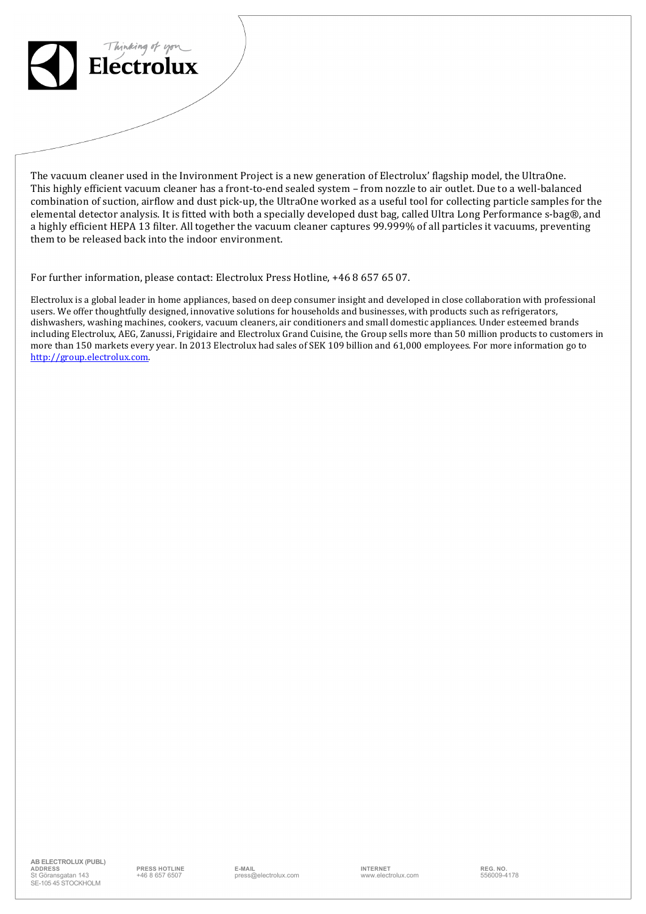The vacuum cleaner used in the Invironment Project is a new generation of Electrolux' flagship model, the UltraOne. This highly efficient vacuum cleaner has a front-to-end sealed system – from nozzle to air outlet. Due to a well-balanced combination of suction, airflow and dust pick-up, the UltraOne worked as a useful tool for collecting particle samples for the elemental detector analysis. It is fitted with both a specially developed dust bag, called Ultra Long Performance s-bag®, and a highly efficient HEPA 13 filter. All together the vacuum cleaner captures 99.999% of all particles it vacuums, preventing them to be released back into the indoor environment.

For further information, please contact: Electrolux Press Hotline, +46 8 657 65 07.

Electrolux is a global leader in home appliances, based on deep consumer insight and developed in close collaboration with professional users. We offer thoughtfully designed, innovative solutions for households and businesses, with products such as refrigerators, dishwashers, washing machines, cookers, vacuum cleaners, air conditioners and small domestic appliances. Under esteemed brands including Electrolux, AEG, Zanussi, Frigidaire and Electrolux Grand Cuisine, the Group sells more than 50 million products to customers in more than 150 markets every year. In 2013 Electrolux had sales of SEK 109 billion and 61,000 employees. For more information go to http://group.electrolux.com.